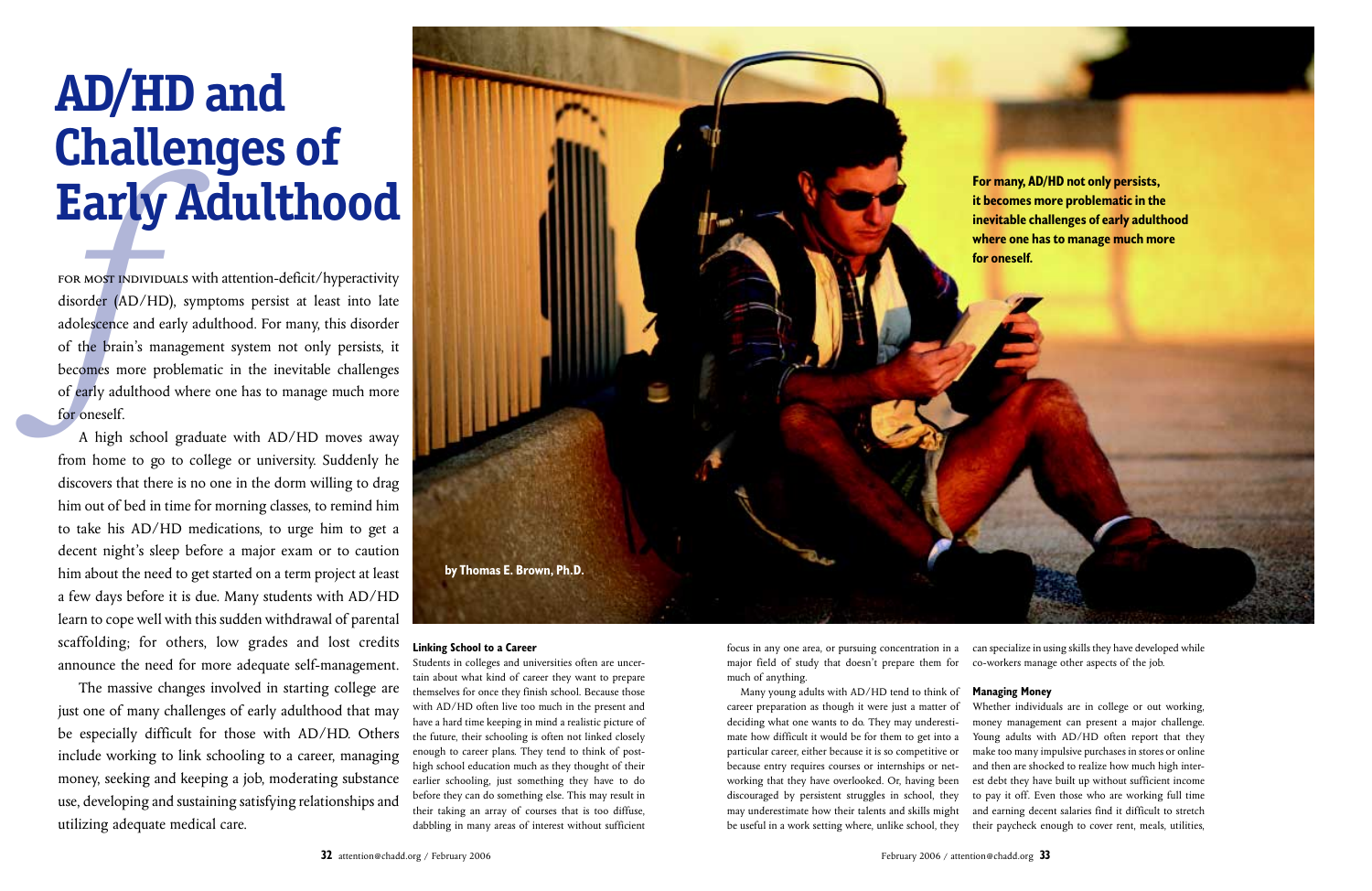# AD/HD and Challenges of Early Adulthood

**by Thomas E. Brown, Ph.D.**

For most individuals with attention-deficit/hyperactivity disorder (AD/HD), symptoms persist at least into late adolescence and early adulthood. For many, this disorder of the brain's management system not only persists, it becomes more problematic in the inevitable challenges of early adulthood where one has to manage much more for oneself.

A high school graduate with AD/HD moves away from home to go to college or university. Suddenly he discovers that there is no one in the dorm willing to drag him out of bed in time for morning classes, to remind him to take his AD/HD medications, to urge him to get a decent night's sleep before a major exam or to caution him about the need to get started on a term project at least a few days before it is due. Many students with AD/HD learn to cope well with this sudden withdrawal of parental scaffolding; for others, low grades and lost credits announce the need for more adequate self-management.

The massive changes involved in starting college are just one of many challenges of early adulthood that may be especially difficult for those with AD/HD. Others include working to link schooling to a career, managing money, seeking and keeping a job, moderating substance use, developing and sustaining satisfying relationships and utilizing adequate medical care.

**For many, AD/HD not only persists, it becomes more problematic in the inevitable challenges of early adulthood where one has to manage much more for oneself.**

### Linking School to a Career

Students in colleges and universities often are uncertain about what kind of career they want to prepare themselves for once they finish school. Because those with AD/HD often live too much in the present and have a hard time keeping in mind a realistic picture of the future, their schooling is often not linked closely enough to career plans. They tend to think of post-high school education much as they thought of their earlier schooling, just something they have to do before they can do something else. This may result in their taking an array of courses that is too diffuse, dabbling in many areas of interest without sufficient focus in any one area, or pursuing concentration in a major field of study that doesn't prepare them for much of anything.

Many young adults with AD/HD tend to think of career preparation as though it were just a matter of deciding what one wants to do. They may underestimate how difficult it would be for them to get into a particular career, either because it is so competitive or because entry requires courses or internships or networking that they have overlooked. Or, having been discouraged by persistent struggles in school, they may underestimate how their talents and skills might be useful in a work setting where, unlike school, they can specialize in using skills they have developed while co-workers manage other aspects of the job.

### Managing Money

Whether individuals are in college or out working, money management can present a major challenge. Young adults with AD/HD often report that they make too many impulsive purchases in stores or online and then are shocked to realize how much high interest debt they have built up without sufficient income to pay it off. Even those who are working full time and earning decent salaries find it difficult to stretch their paycheck enough to cover rent, meals, utilities,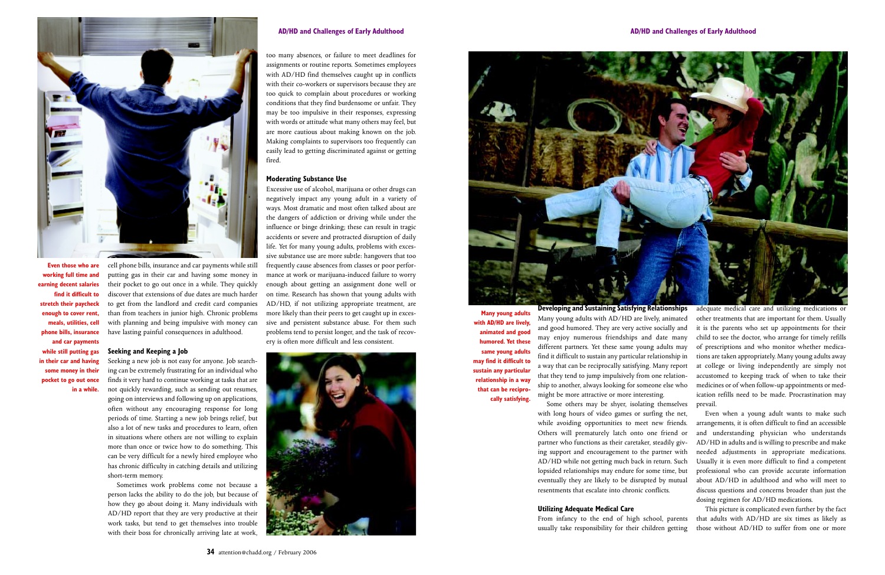**Even those who are working full time and earning decent salaries find it difficult to stretch their paycheck enough to cover rent, meals, utilities, cell phone bills, insurance and car payments while still putting gas in their car and having some money in their pocket to go out once in a while.**

cell phone bills, insurance and car payments while still putting gas in their car and having some money in their pocket to go out once in a while. They quickly discover that extensions of due dates are much harder to get from the landlord and credit card companies than from teachers in junior high. Chronic problems with planning and being impulsive with money can have lasting painful consequences in adulthood.

### Seeking and Keeping a Job

Seeking a new job is not easy for anyone. Job searching can be extremely frustrating for an individual who finds it very hard to continue working at tasks that are not quickly rewarding, such as sending out resumes, going on interviews and following up on applications, often without any encouraging response for long periods of time. Starting a new job brings relief, but also a lot of new tasks and procedures to learn, often in situations where others are not willing to explain more than once or twice how to do something. This can be very difficult for a newly hired employee who has chronic difficulty in catching details and utilizing short-term memory.

Sometimes work problems come not because a person lacks the ability to do the job, but because of how they go about doing it. Many individuals with AD/HD report that they are very productive at their work tasks, but tend to get themselves into trouble with their boss for chronically arriving late at work, too many absences, or failure to meet deadlines for assignments or routine reports. Sometimes employees with AD/HD find themselves caught up in conflicts with their co-workers or supervisors because they are too quick to complain about procedures or working conditions that they find burdensome or unfair. They may be too impulsive in their responses, expressing with words or attitude what many others may feel, but are more cautious about making known on the job. Making complaints to supervisors too frequently can easily lead to getting discriminated against or getting fired.

### Moderating Substance Use

Excessive use of alcohol, marijuana or other drugs can negatively impact any young adult in a variety of ways. Most dramatic and most often talked about are the dangers of addiction or driving while under the influence or binge drinking; these can result in tragic accidents or severe and protracted disruption of daily life. Yet for many young adults, problems with excessive substance use are more subtle: hangovers that too frequently cause absences from classes or poor performance at work or marijuana-induced failure to worry enough about getting an assignment done well or on time. Research has shown that young adults with AD/HD, if not utilizing appropriate treatment, are more likely than their peers to get caught up in excessive and persistent substance abuse. For them such problems tend to persist longer, and the task of recovery is often more difficult and less consistent.

**Many young adults with AD/HD are lively, animated and good humored. Yet these same young adults may find it difficult to sustain any particular relationship in a way that can be reciprocally satisfying.**

### Developing and Sustaining Satisfying Relationships

Many young adults with AD/HD are lively, animated and good humored. They are very active socially and may enjoy numerous friendships and date many different partners. Yet these same young adults may find it difficult to sustain any particular relationship in a way that can be reciprocally satisfying. Many report that they tend to jump impulsively from one relationship to another, always looking for someone else who might be more attractive or more interesting.

Some others may be shyer, isolating themselves with long hours of video games or surfing the net, while avoiding opportunities to meet new friends. Others will prematurely latch onto one friend or partner who functions as their caretaker, steadily giving support and encouragement to the partner with AD/HD while not getting much back in return. Such lopsided relationships may endure for some time, but eventually they are likely to be disrupted by mutual resentments that escalate into chronic conflicts.

### Utilizing Adequate Medical Care

From infancy to the end of high school, parents usually take responsibility for their children getting adequate medical care and utilizing medications or other treatments that are important for them. Usually it is the parents who set up appointments for their child to see the doctor, who arrange for timely refills of prescriptions and who monitor whether medications are taken appropriately. Many young adults away at college or living independently are simply not accustomed to keeping track of when to take their medicines or of when follow-up appointments or medication refills need to be made. Procrastination may prevail.

Even when a young adult wants to make such arrangements, it is often difficult to find an accessible and understanding physician who understands AD/HD in adults and is willing to prescribe and make needed adjustments in appropriate medications. Usually it is even more difficult to find a competent professional who can provide accurate information about AD/HD in adulthood and who will meet to discuss questions and concerns broader than just the dosing regimen for AD/HD medications.

This picture is complicated even further by the fact that adults with AD/HD are six times as likely as those without AD/HD to suffer from one or more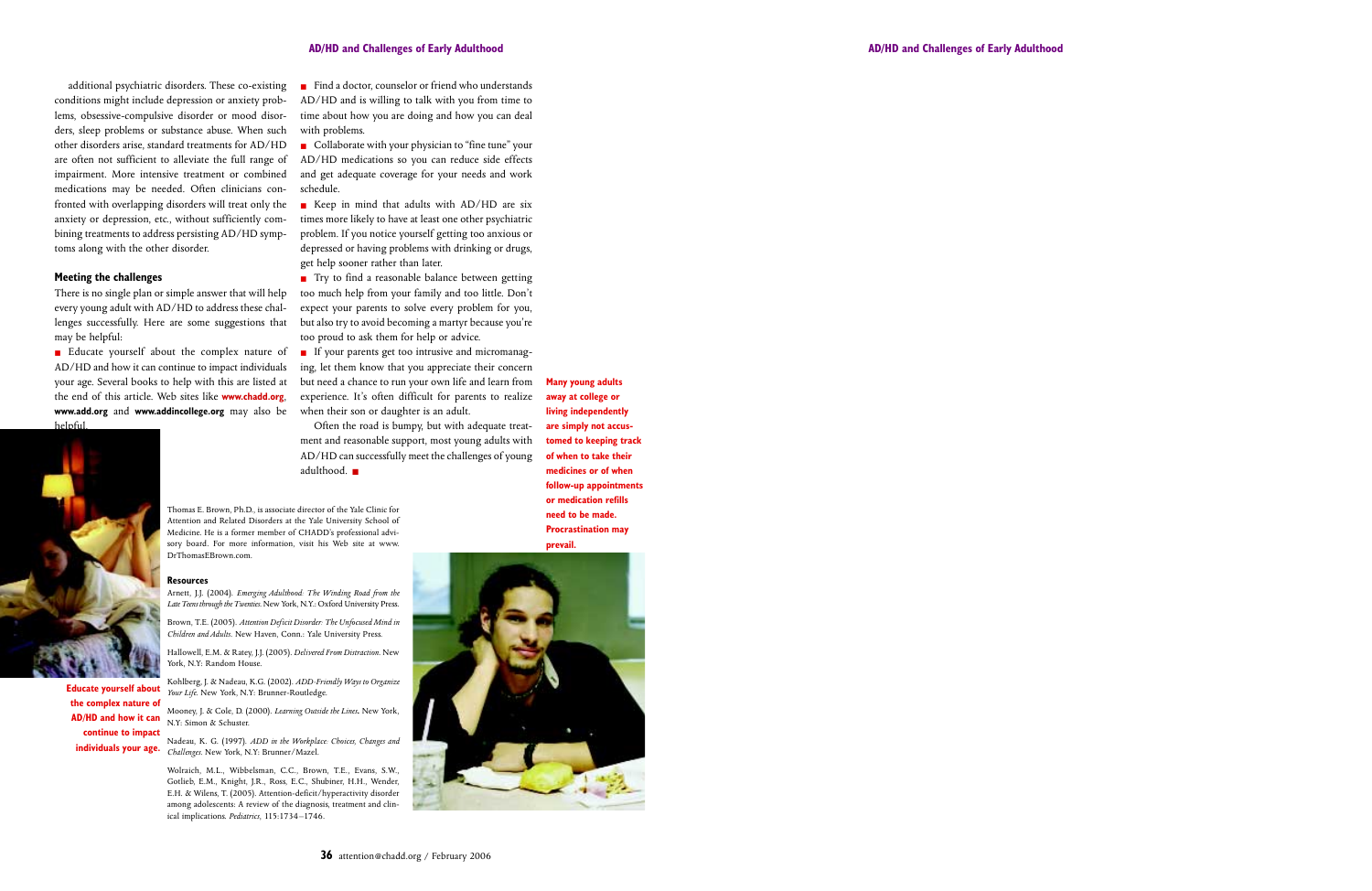additional psychiatric disorders. These co-existing conditions might include depression or anxiety problems, obsessive-compulsive disorder or mood disorders, sleep problems or substance abuse. When such other disorders arise, standard treatments for AD/HD are often not sufficient to alleviate the full range of impairment. More intensive treatment or combined medications may be needed. Often clinicians confronted with overlapping disorders will treat only the anxiety or depression, etc., without sufficiently combining treatments to address persisting AD/HD symptoms along with the other disorder.

### Meeting the challenges

There is no single plan or simple answer that will help every young adult with AD/HD to address these challenges successfully. Here are some suggestions that may be helpful:

- Educate yourself about the complex nature of AD/HD and how it can continue to impact individuals your age. Several books to help with this are listed at the end of this article. Web sites like **www.chadd.org**, **www.add.org** and **www.addincollege.org** may also be helpful.
- Find a doctor, counselor or friend who understands AD/HD and is willing to talk with you from time to time about how you are doing and how you can deal with problems.
- Collaborate with your physician to "fine tune" your AD/HD medications so you can reduce side effects and get adequate coverage for your needs and work schedule.
- Keep in mind that adults with AD/HD are six times more likely to have at least one other psychiatric problem. If you notice yourself getting too anxious or depressed or having problems with drinking or drugs, get help sooner rather than later.
- Try to find a reasonable balance between getting too much help from your family and too little. Don't expect your parents to solve every problem for you, but also try to avoid becoming a martyr because you're too proud to ask them for help or advice.
- If your parents get too intrusive and micromanaging, let them know that you appreciate their concern but need a chance to run your own life and learn from experience. It's often difficult for parents to realize when their son or daughter is an adult.

Often the road is bumpy, but with adequate treatment and reasonable support, most young adults with AD/HD can successfully meet the challenges of young adulthood. ■

**Many young adults away at college or living independently are simply not accustomed to keeping track of when to take their medicines or of when follow-up appointments or medication refills need to be made. Procrastination may prevail.**

**Educate yourself about the complex nature of AD/HD and how it can continue to impact individuals your age.**

Thomas E. Brown, Ph.D., is associate director of the Yale Clinic for Attention and Related Disorders at the Yale University School of Medicine. He is a former member of CHADD's professional advisory board. For more information, visit his Web site at www.DrThomasEBrown.com.

### Resources

Arnett, J.J. (2004). *Emerging Adulthood: The Winding Road from the Late Teens through the Twenties.* New York, N.Y.: Oxford University Press.

Brown, T.E. (2005). *Attention Deficit Disorder: The Unfocused Mind in Children and Adults.* New Haven, Conn.: Yale University Press.

Hallowell, E.M. & Ratey, J.J. (2005). *Delivered From Distraction.* New York, N.Y: Random House.

Kohlberg, J. & Nadeau, K.G. (2002). *ADD-Friendly Ways to Organize Your Life.* New York, N.Y: Brunner-Routledge.

Mooney, J. & Cole, D. (2000). *Learning Outside the Lines.* New York, N.Y: Simon & Schuster.

Nadeau, K. G. (1997). *ADD in the Workplace: Choices, Changes and Challenges.* New York, N.Y: Brunner/Mazel.

Wolraich, M.L., Wibbelsman, C.C., Brown, T.E., Evans, S.W., Gotlieb, E.M., Knight, J.R., Ross, E.C., Shubiner, H.H., Wender, E.H. & Wilens, T. (2005). Attention-deficit/hyperactivity disorder among adolescents: A review of the diagnosis, treatment and clinical implications. *Pediatrics,* 115:1734–1746.